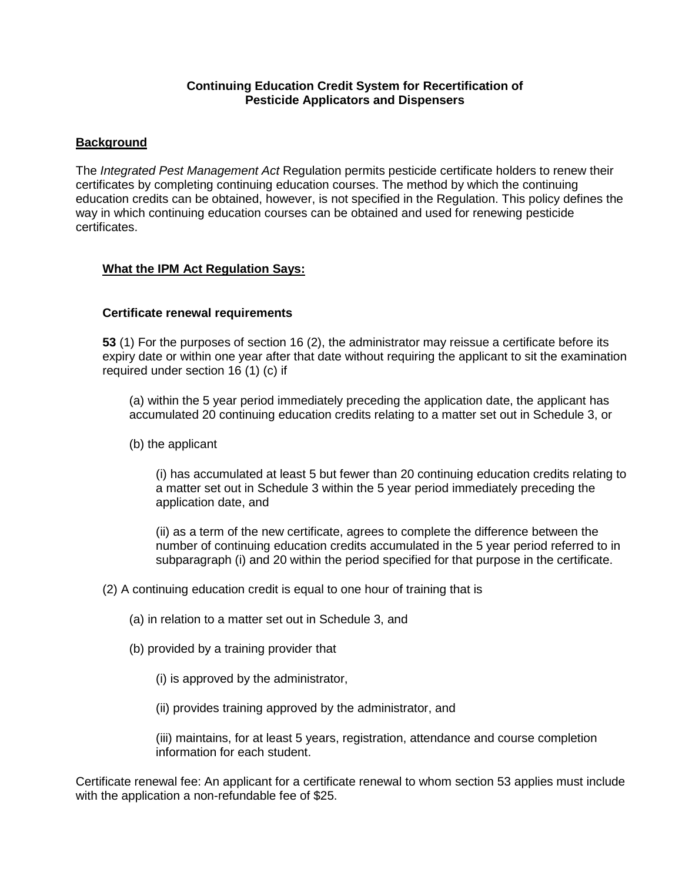**Continuing Education Credit System for Recertification of Pesticide Applicators and Dispensers**

## Background

The *Integrated Pest Management Act* Regulation permits pesticide certificate holders to renew their certificates by completing continuing education courses. The method by which the continuing education credits can be obtained, however, is not specified in the Regulation. This policy defines the way in which continuing education courses can be obtained and used for renewing pesticide certificates.

### What the IPM Act Regulation Says:

**Certificate renewal requirements**

**53** (1) For the purposes of section 16 (2), the administrator may reissue a certificate before its expiry date or within one year after that date without requiring the applicant to sit the examination required under section 16 (1) (c) if

> (a) within the 5 year period immediately preceding the application date, the applicant has accumulated 20 continuing education credits relating to a matter set out in Schedule 3, or
>
> (b) the applicant
>
> > (i) has accumulated at least 5 but fewer than 20 continuing education credits relating to a matter set out in Schedule 3 within the 5 year period immediately preceding the application date, and
> >
> > (ii) as a term of the new certificate, agrees to complete the difference between the number of continuing education credits accumulated in the 5 year period referred to in subparagraph (i) and 20 within the period specified for that purpose in the certificate.

(2) A continuing education credit is equal to one hour of training that is

> (a) in relation to a matter set out in Schedule 3, and
>
> (b) provided by a training provider that
>
> > (i) is approved by the administrator,
> >
> > (ii) provides training approved by the administrator, and
> >
> > (iii) maintains, for at least 5 years, registration, attendance and course completion information for each student.

Certificate renewal fee: An applicant for a certificate renewal to whom section 53 applies must include with the application a non-refundable fee of $25.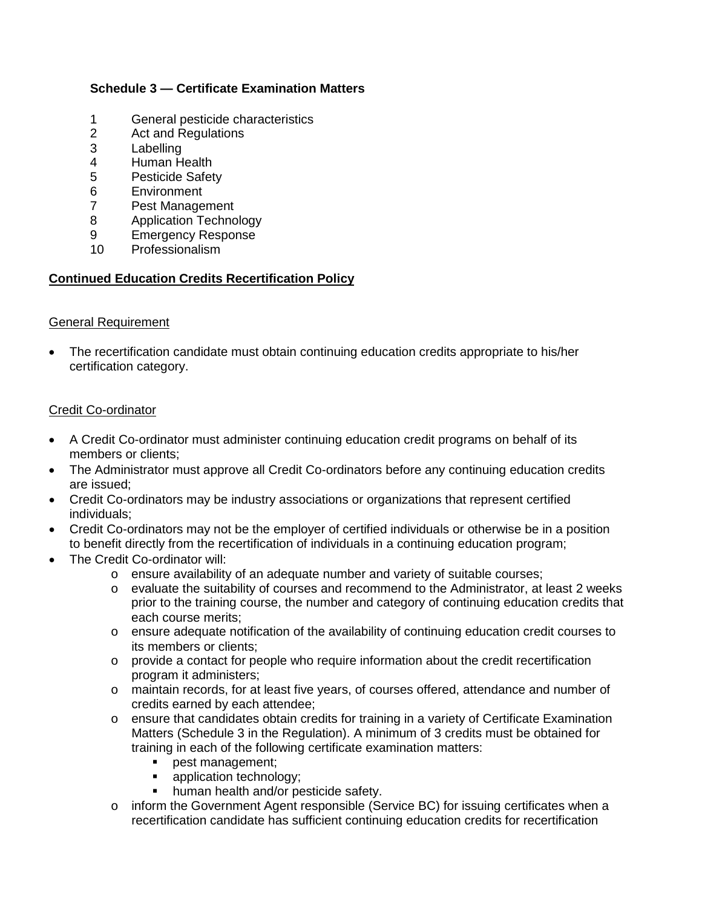**Schedule 3 — Certificate Examination Matters**

1 General pesticide characteristics
2 Act and Regulations
3 Labelling
4 Human Health
5 Pesticide Safety
6 Environment
7 Pest Management
8 Application Technology
9 Emergency Response
10 Professionalism

**Continued Education Credits Recertification Policy**

General Requirement

- The recertification candidate must obtain continuing education credits appropriate to his/her certification category.

Credit Co-ordinator

- A Credit Co-ordinator must administer continuing education credit programs on behalf of its members or clients;
- The Administrator must approve all Credit Co-ordinators before any continuing education credits are issued;
- Credit Co-ordinators may be industry associations or organizations that represent certified individuals;
- Credit Co-ordinators may not be the employer of certified individuals or otherwise be in a position to benefit directly from the recertification of individuals in a continuing education program;
- The Credit Co-ordinator will:
  - ensure availability of an adequate number and variety of suitable courses;
  - evaluate the suitability of courses and recommend to the Administrator, at least 2 weeks prior to the training course, the number and category of continuing education credits that each course merits;
  - ensure adequate notification of the availability of continuing education credit courses to its members or clients;
  - provide a contact for people who require information about the credit recertification program it administers;
  - maintain records, for at least five years, of courses offered, attendance and number of credits earned by each attendee;
  - ensure that candidates obtain credits for training in a variety of Certificate Examination Matters (Schedule 3 in the Regulation). A minimum of 3 credits must be obtained for training in each of the following certificate examination matters:
    - pest management;
    - application technology;
    - human health and/or pesticide safety.
  - inform the Government Agent responsible (Service BC) for issuing certificates when a recertification candidate has sufficient continuing education credits for recertification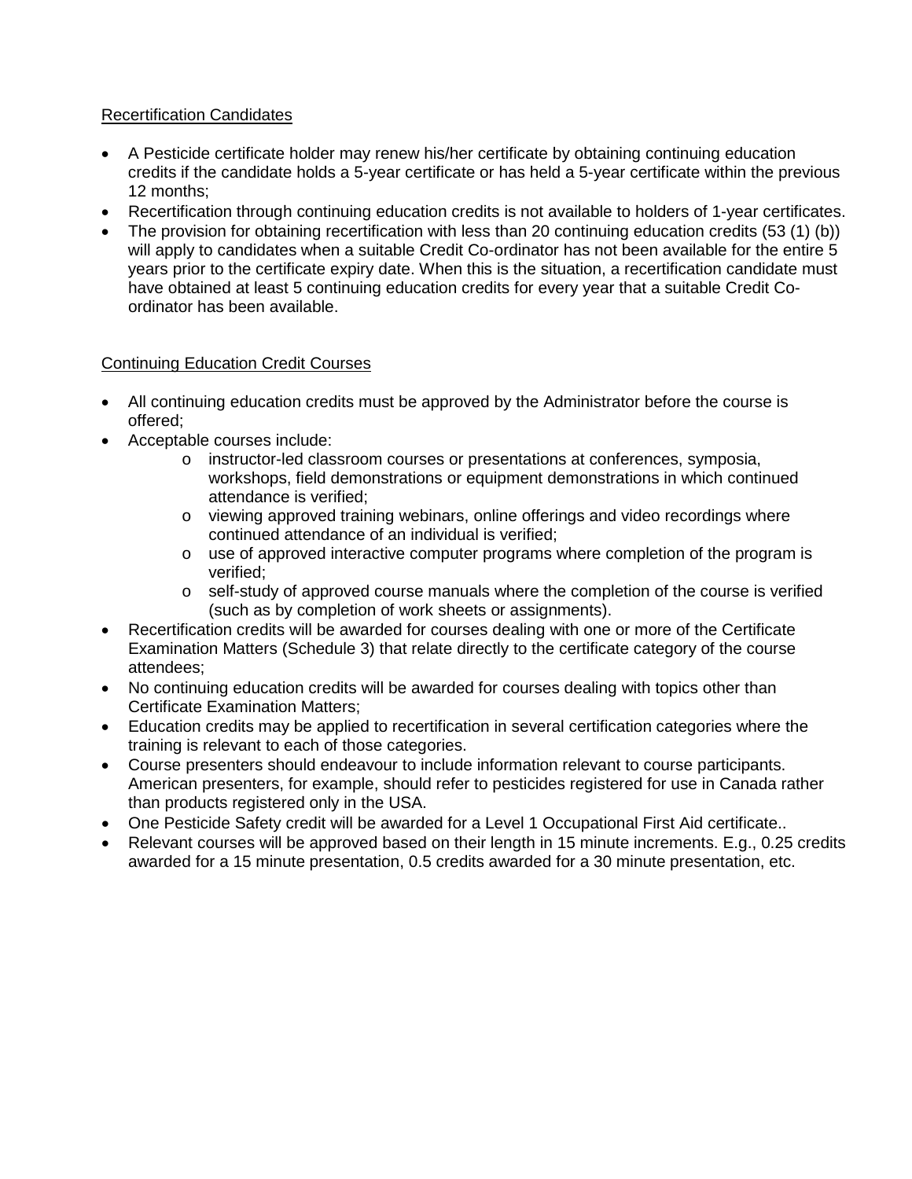Recertification Candidates

- A Pesticide certificate holder may renew his/her certificate by obtaining continuing education credits if the candidate holds a 5-year certificate or has held a 5-year certificate within the previous 12 months;
- Recertification through continuing education credits is not available to holders of 1-year certificates.
- The provision for obtaining recertification with less than 20 continuing education credits (53 (1) (b)) will apply to candidates when a suitable Credit Co-ordinator has not been available for the entire 5 years prior to the certificate expiry date. When this is the situation, a recertification candidate must have obtained at least 5 continuing education credits for every year that a suitable Credit Co-ordinator has been available.

Continuing Education Credit Courses

- All continuing education credits must be approved by the Administrator before the course is offered;
- Acceptable courses include:
  - instructor-led classroom courses or presentations at conferences, symposia, workshops, field demonstrations or equipment demonstrations in which continued attendance is verified;
  - viewing approved training webinars, online offerings and video recordings where continued attendance of an individual is verified;
  - use of approved interactive computer programs where completion of the program is verified;
  - self-study of approved course manuals where the completion of the course is verified (such as by completion of work sheets or assignments).
- Recertification credits will be awarded for courses dealing with one or more of the Certificate Examination Matters (Schedule 3) that relate directly to the certificate category of the course attendees;
- No continuing education credits will be awarded for courses dealing with topics other than Certificate Examination Matters;
- Education credits may be applied to recertification in several certification categories where the training is relevant to each of those categories.
- Course presenters should endeavour to include information relevant to course participants. American presenters, for example, should refer to pesticides registered for use in Canada rather than products registered only in the USA.
- One Pesticide Safety credit will be awarded for a Level 1 Occupational First Aid certificate..
- Relevant courses will be approved based on their length in 15 minute increments. E.g., 0.25 credits awarded for a 15 minute presentation, 0.5 credits awarded for a 30 minute presentation, etc.